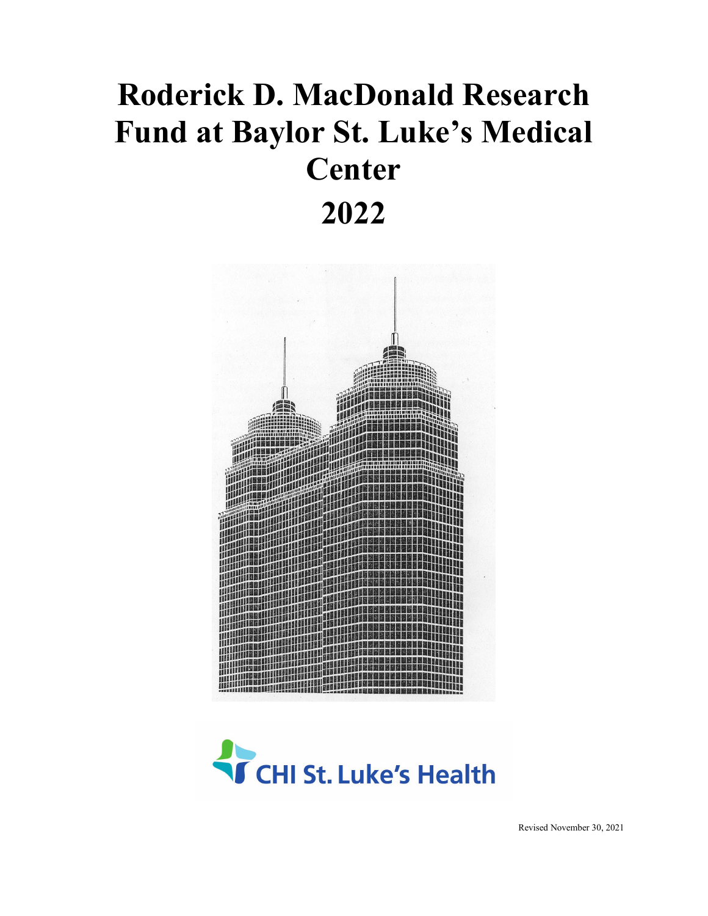# Roderick D. MacDonald Research Fund at Baylor St. Luke's Medical Center

# 2022

CHI St. Luke's Health

Revised November 30, 2021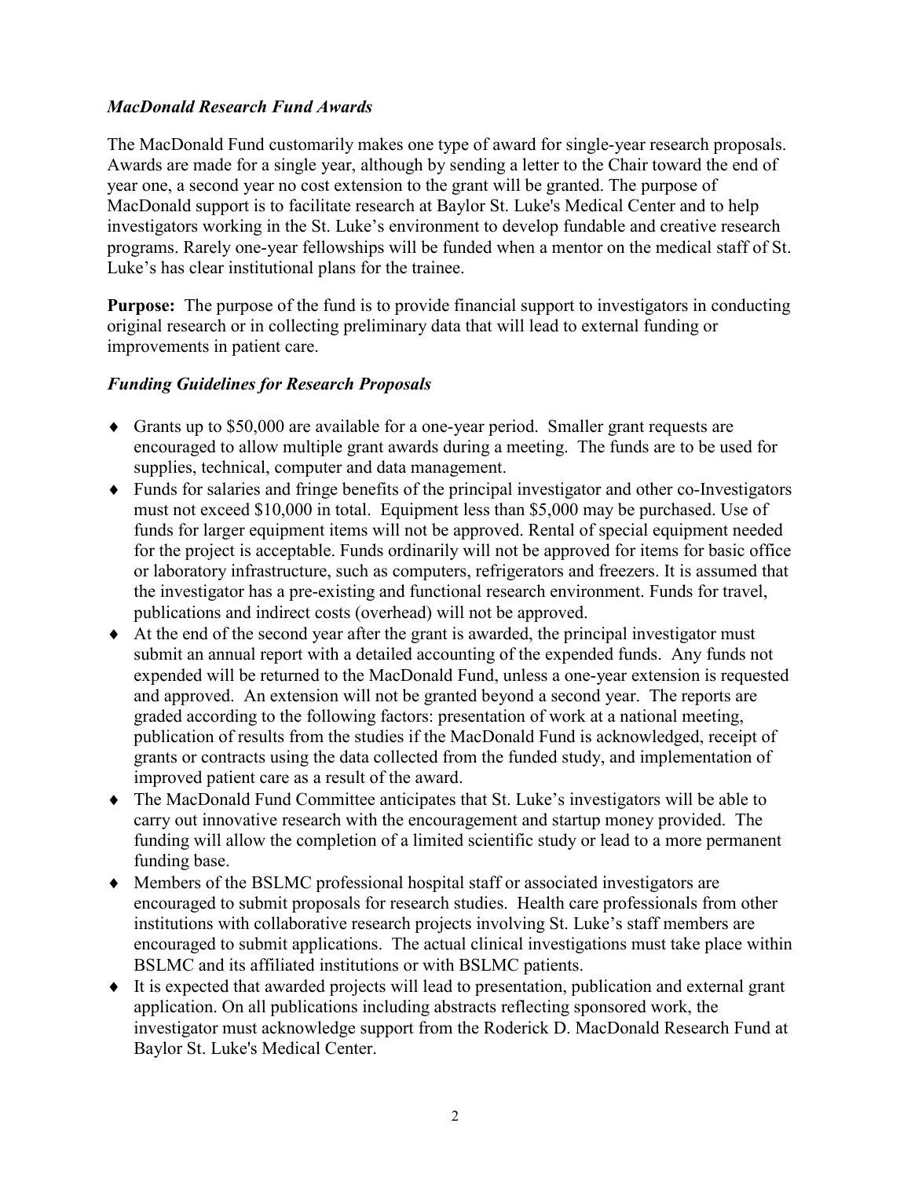### *MacDonald Research Fund Awards*

The MacDonald Fund customarily makes one type of award for single-year research proposals. Awards are made for a single year, although by sending a letter to the Chair toward the end of year one, a second year no cost extension to the grant will be granted. The purpose of MacDonald support is to facilitate research at Baylor St. Luke's Medical Center and to help investigators working in the St. Luke's environment to develop fundable and creative research programs. Rarely one-year fellowships will be funded when a mentor on the medical staff of St. Luke's has clear institutional plans for the trainee.

**Purpose:** The purpose of the fund is to provide financial support to investigators in conducting original research or in collecting preliminary data that will lead to external funding or improvements in patient care.

### *Funding Guidelines for Research Proposals*

- Grants up to $50,000 are available for a one-year period. Smaller grant requests are encouraged to allow multiple grant awards during a meeting. The funds are to be used for supplies, technical, computer and data management.
- Funds for salaries and fringe benefits of the principal investigator and other co-Investigators must not exceed $10,000 in total. Equipment less than $5,000 may be purchased. Use of funds for larger equipment items will not be approved. Rental of special equipment needed for the project is acceptable. Funds ordinarily will not be approved for items for basic office or laboratory infrastructure, such as computers, refrigerators and freezers. It is assumed that the investigator has a pre-existing and functional research environment. Funds for travel, publications and indirect costs (overhead) will not be approved.
- At the end of the second year after the grant is awarded, the principal investigator must submit an annual report with a detailed accounting of the expended funds. Any funds not expended will be returned to the MacDonald Fund, unless a one-year extension is requested and approved. An extension will not be granted beyond a second year. The reports are graded according to the following factors: presentation of work at a national meeting, publication of results from the studies if the MacDonald Fund is acknowledged, receipt of grants or contracts using the data collected from the funded study, and implementation of improved patient care as a result of the award.
- The MacDonald Fund Committee anticipates that St. Luke's investigators will be able to carry out innovative research with the encouragement and startup money provided. The funding will allow the completion of a limited scientific study or lead to a more permanent funding base.
- Members of the BSLMC professional hospital staff or associated investigators are encouraged to submit proposals for research studies. Health care professionals from other institutions with collaborative research projects involving St. Luke's staff members are encouraged to submit applications. The actual clinical investigations must take place within BSLMC and its affiliated institutions or with BSLMC patients.
- It is expected that awarded projects will lead to presentation, publication and external grant application. On all publications including abstracts reflecting sponsored work, the investigator must acknowledge support from the Roderick D. MacDonald Research Fund at Baylor St. Luke's Medical Center.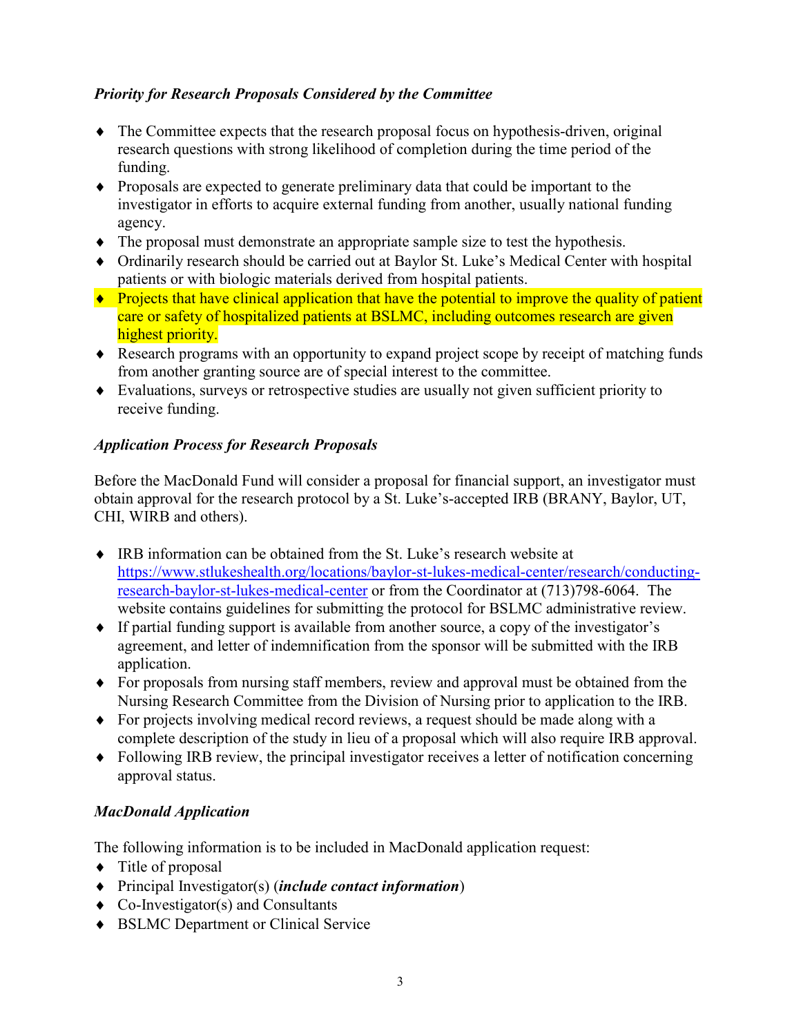### *Priority for Research Proposals Considered by the Committee*

- The Committee expects that the research proposal focus on hypothesis-driven, original research questions with strong likelihood of completion during the time period of the funding.
- Proposals are expected to generate preliminary data that could be important to the investigator in efforts to acquire external funding from another, usually national funding agency.
- The proposal must demonstrate an appropriate sample size to test the hypothesis.
- Ordinarily research should be carried out at Baylor St. Luke's Medical Center with hospital patients or with biologic materials derived from hospital patients.
- Projects that have clinical application that have the potential to improve the quality of patient care or safety of hospitalized patients at BSLMC, including outcomes research are given highest priority.
- Research programs with an opportunity to expand project scope by receipt of matching funds from another granting source are of special interest to the committee.
- Evaluations, surveys or retrospective studies are usually not given sufficient priority to receive funding.

### *Application Process for Research Proposals*

Before the MacDonald Fund will consider a proposal for financial support, an investigator must obtain approval for the research protocol by a St. Luke's-accepted IRB (BRANY, Baylor, UT, CHI, WIRB and others).

- IRB information can be obtained from the St. Luke's research website at https://www.stlukeshealth.org/locations/baylor-st-lukes-medical-center/research/conducting-research-baylor-st-lukes-medical-center or from the Coordinator at (713)798-6064. The website contains guidelines for submitting the protocol for BSLMC administrative review.
- If partial funding support is available from another source, a copy of the investigator's agreement, and letter of indemnification from the sponsor will be submitted with the IRB application.
- For proposals from nursing staff members, review and approval must be obtained from the Nursing Research Committee from the Division of Nursing prior to application to the IRB.
- For projects involving medical record reviews, a request should be made along with a complete description of the study in lieu of a proposal which will also require IRB approval.
- Following IRB review, the principal investigator receives a letter of notification concerning approval status.

### *MacDonald Application*

The following information is to be included in MacDonald application request:

- Title of proposal
- Principal Investigator(s) (***include contact information***)
- Co-Investigator(s) and Consultants
- BSLMC Department or Clinical Service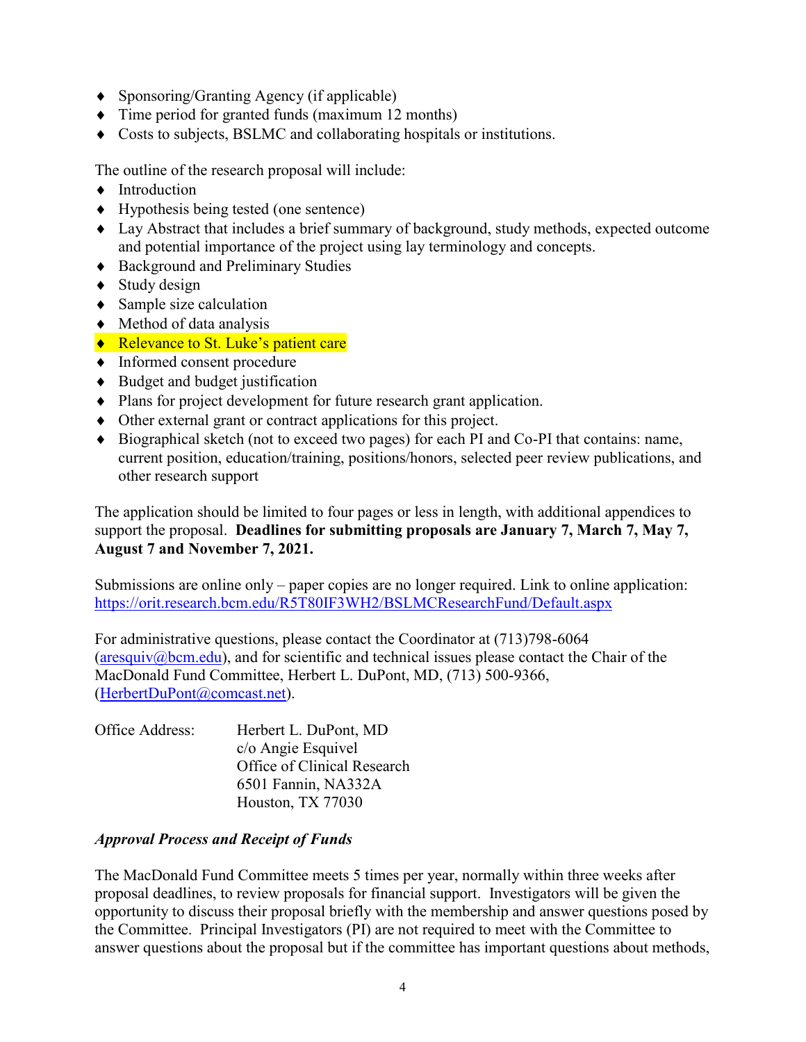- Sponsoring/Granting Agency (if applicable)
- Time period for granted funds (maximum 12 months)
- Costs to subjects, BSLMC and collaborating hospitals or institutions.

The outline of the research proposal will include:

- Introduction
- Hypothesis being tested (one sentence)
- Lay Abstract that includes a brief summary of background, study methods, expected outcome and potential importance of the project using lay terminology and concepts.
- Background and Preliminary Studies
- Study design
- Sample size calculation
- Method of data analysis
- Relevance to St. Luke's patient care
- Informed consent procedure
- Budget and budget justification
- Plans for project development for future research grant application.
- Other external grant or contract applications for this project.
- Biographical sketch (not to exceed two pages) for each PI and Co-PI that contains: name, current position, education/training, positions/honors, selected peer review publications, and other research support

The application should be limited to four pages or less in length, with additional appendices to support the proposal. **Deadlines for submitting proposals are January 7, March 7, May 7, August 7 and November 7, 2021.**

Submissions are online only – paper copies are no longer required. Link to online application: https://orit.research.bcm.edu/R5T80IF3WH2/BSLMCResearchFund/Default.aspx

For administrative questions, please contact the Coordinator at (713)798-6064 (aresquiv@bcm.edu), and for scientific and technical issues please contact the Chair of the MacDonald Fund Committee, Herbert L. DuPont, MD, (713) 500-9366, (HerbertDuPont@comcast.net).

Office Address: Herbert L. DuPont, MD
c/o Angie Esquivel
Office of Clinical Research
6501 Fannin, NA332A
Houston, TX 77030

### *Approval Process and Receipt of Funds*

The MacDonald Fund Committee meets 5 times per year, normally within three weeks after proposal deadlines, to review proposals for financial support. Investigators will be given the opportunity to discuss their proposal briefly with the membership and answer questions posed by the Committee. Principal Investigators (PI) are not required to meet with the Committee to answer questions about the proposal but if the committee has important questions about methods,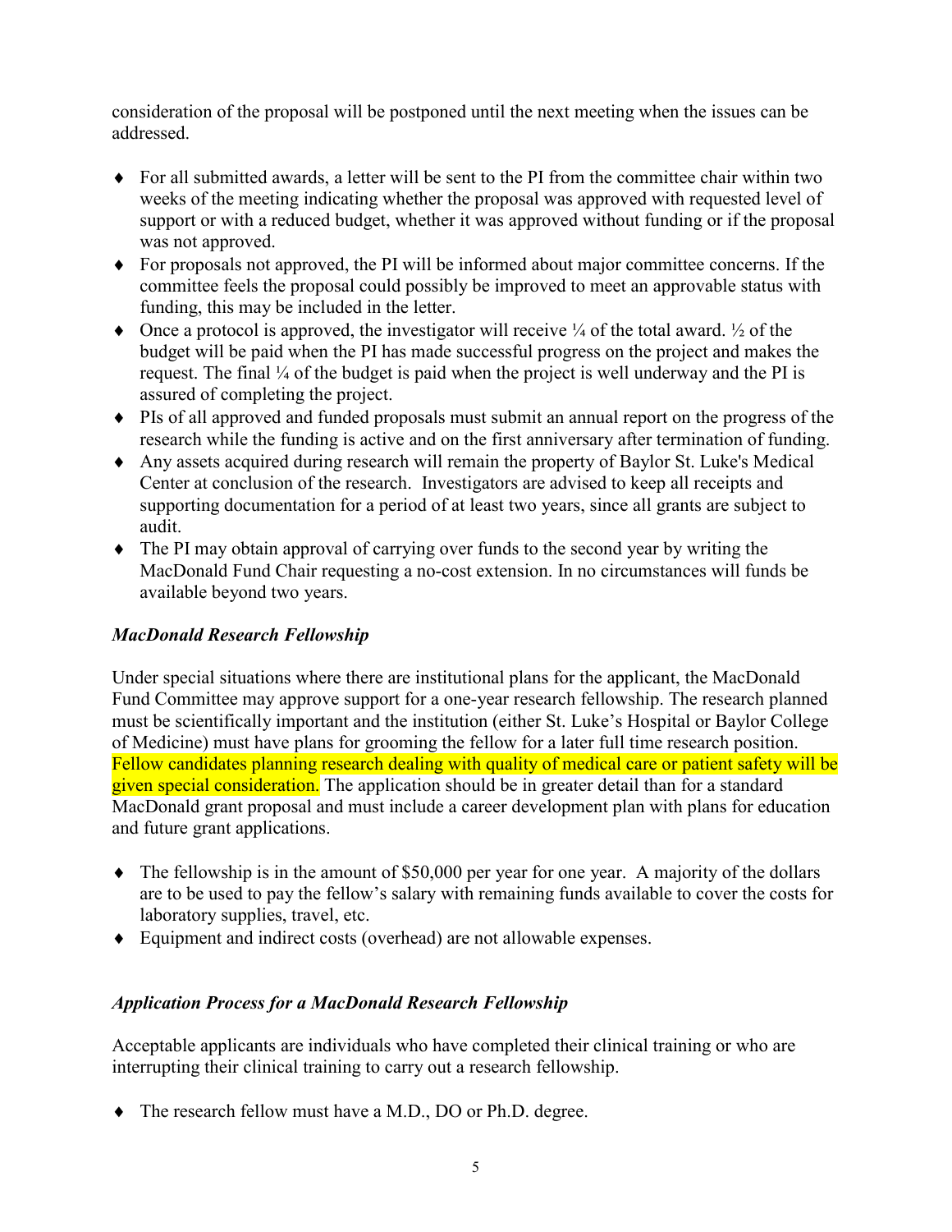consideration of the proposal will be postponed until the next meeting when the issues can be addressed.

- For all submitted awards, a letter will be sent to the PI from the committee chair within two weeks of the meeting indicating whether the proposal was approved with requested level of support or with a reduced budget, whether it was approved without funding or if the proposal was not approved.
- For proposals not approved, the PI will be informed about major committee concerns. If the committee feels the proposal could possibly be improved to meet an approvable status with funding, this may be included in the letter.
- Once a protocol is approved, the investigator will receive ¼ of the total award. ½ of the budget will be paid when the PI has made successful progress on the project and makes the request. The final ¼ of the budget is paid when the project is well underway and the PI is assured of completing the project.
- PIs of all approved and funded proposals must submit an annual report on the progress of the research while the funding is active and on the first anniversary after termination of funding.
- Any assets acquired during research will remain the property of Baylor St. Luke's Medical Center at conclusion of the research. Investigators are advised to keep all receipts and supporting documentation for a period of at least two years, since all grants are subject to audit.
- The PI may obtain approval of carrying over funds to the second year by writing the MacDonald Fund Chair requesting a no-cost extension. In no circumstances will funds be available beyond two years.

***MacDonald Research Fellowship***

Under special situations where there are institutional plans for the applicant, the MacDonald Fund Committee may approve support for a one-year research fellowship. The research planned must be scientifically important and the institution (either St. Luke's Hospital or Baylor College of Medicine) must have plans for grooming the fellow for a later full time research position. Fellow candidates planning research dealing with quality of medical care or patient safety will be given special consideration. The application should be in greater detail than for a standard MacDonald grant proposal and must include a career development plan with plans for education and future grant applications.

- The fellowship is in the amount of $50,000 per year for one year. A majority of the dollars are to be used to pay the fellow's salary with remaining funds available to cover the costs for laboratory supplies, travel, etc.
- Equipment and indirect costs (overhead) are not allowable expenses.

***Application Process for a MacDonald Research Fellowship***

Acceptable applicants are individuals who have completed their clinical training or who are interrupting their clinical training to carry out a research fellowship.

- The research fellow must have a M.D., DO or Ph.D. degree.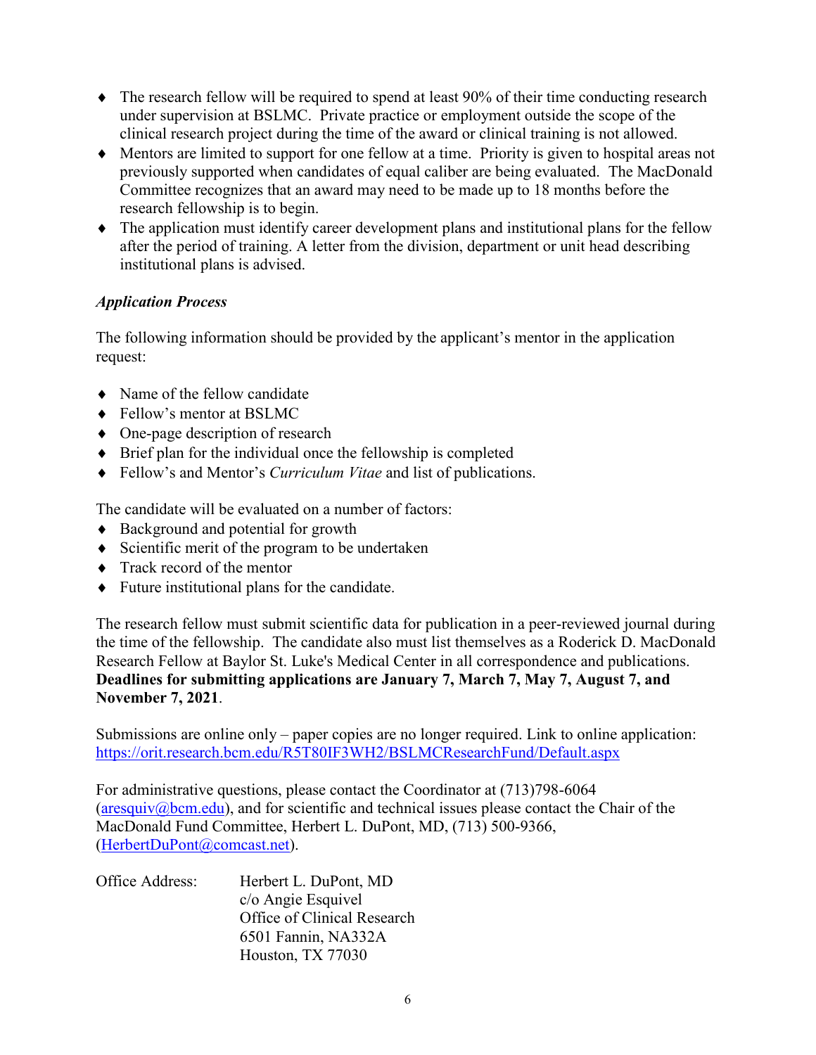- The research fellow will be required to spend at least 90% of their time conducting research under supervision at BSLMC. Private practice or employment outside the scope of the clinical research project during the time of the award or clinical training is not allowed.
- Mentors are limited to support for one fellow at a time. Priority is given to hospital areas not previously supported when candidates of equal caliber are being evaluated. The MacDonald Committee recognizes that an award may need to be made up to 18 months before the research fellowship is to begin.
- The application must identify career development plans and institutional plans for the fellow after the period of training. A letter from the division, department or unit head describing institutional plans is advised.

***Application Process***

The following information should be provided by the applicant's mentor in the application request:

- Name of the fellow candidate
- Fellow's mentor at BSLMC
- One-page description of research
- Brief plan for the individual once the fellowship is completed
- Fellow's and Mentor's *Curriculum Vitae* and list of publications.

The candidate will be evaluated on a number of factors:

- Background and potential for growth
- Scientific merit of the program to be undertaken
- Track record of the mentor
- Future institutional plans for the candidate.

The research fellow must submit scientific data for publication in a peer-reviewed journal during the time of the fellowship. The candidate also must list themselves as a Roderick D. MacDonald Research Fellow at Baylor St. Luke's Medical Center in all correspondence and publications. **Deadlines for submitting applications are January 7, March 7, May 7, August 7, and November 7, 2021**.

Submissions are online only – paper copies are no longer required. Link to online application: [https://orit.research.bcm.edu/R5T80IF3WH2/BSLMCResearchFund/Default.aspx](https://orit.research.bcm.edu/R5T80IF3WH2/BSLMCResearchFund/Default.aspx)

For administrative questions, please contact the Coordinator at (713)798-6064 ([aresquiv@bcm.edu](mailto:aresquiv@bcm.edu)), and for scientific and technical issues please contact the Chair of the MacDonald Fund Committee, Herbert L. DuPont, MD, (713) 500-9366, ([HerbertDuPont@comcast.net](mailto:HerbertDuPont@comcast.net)).

Office Address:
Herbert L. DuPont, MD
c/o Angie Esquivel
Office of Clinical Research
6501 Fannin, NA332A
Houston, TX 77030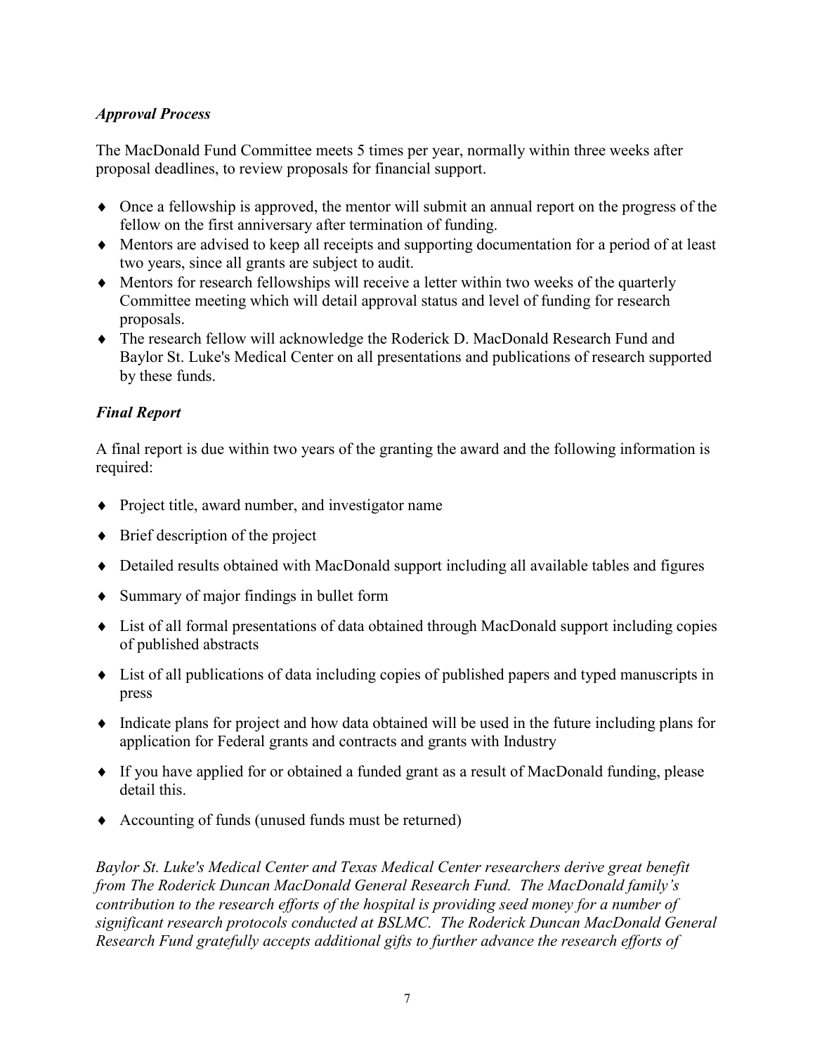### *Approval Process*

The MacDonald Fund Committee meets 5 times per year, normally within three weeks after proposal deadlines, to review proposals for financial support.

- Once a fellowship is approved, the mentor will submit an annual report on the progress of the fellow on the first anniversary after termination of funding.
- Mentors are advised to keep all receipts and supporting documentation for a period of at least two years, since all grants are subject to audit.
- Mentors for research fellowships will receive a letter within two weeks of the quarterly Committee meeting which will detail approval status and level of funding for research proposals.
- The research fellow will acknowledge the Roderick D. MacDonald Research Fund and Baylor St. Luke's Medical Center on all presentations and publications of research supported by these funds.

### *Final Report*

A final report is due within two years of the granting the award and the following information is required:

- Project title, award number, and investigator name
- Brief description of the project
- Detailed results obtained with MacDonald support including all available tables and figures
- Summary of major findings in bullet form
- List of all formal presentations of data obtained through MacDonald support including copies of published abstracts
- List of all publications of data including copies of published papers and typed manuscripts in press
- Indicate plans for project and how data obtained will be used in the future including plans for application for Federal grants and contracts and grants with Industry
- If you have applied for or obtained a funded grant as a result of MacDonald funding, please detail this.
- Accounting of funds (unused funds must be returned)

*Baylor St. Luke's Medical Center and Texas Medical Center researchers derive great benefit from The Roderick Duncan MacDonald General Research Fund. The MacDonald family's contribution to the research efforts of the hospital is providing seed money for a number of significant research protocols conducted at BSLMC. The Roderick Duncan MacDonald General Research Fund gratefully accepts additional gifts to further advance the research efforts of*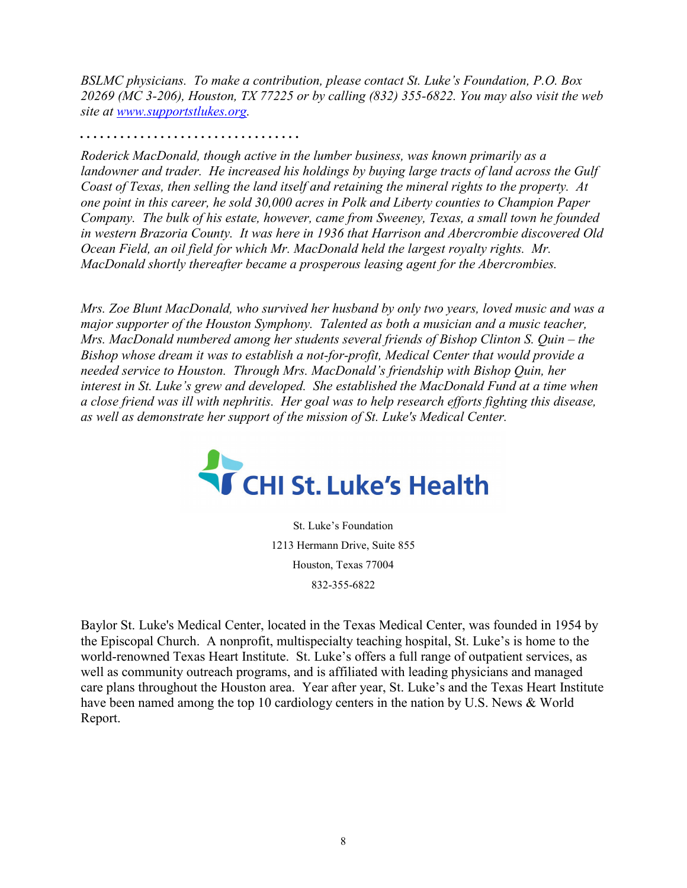*BSLMC physicians. To make a contribution, please contact St. Luke's Foundation, P.O. Box 20269 (MC 3-206), Houston, TX 77225 or by calling (832) 355-6822. You may also visit the web site at [www.supportstlukes.org](http://www.supportstlukes.org).*

. . . . . . . . . . . . . . . . . . . . . . . . . . . . . . . . .

*Roderick MacDonald, though active in the lumber business, was known primarily as a landowner and trader. He increased his holdings by buying large tracts of land across the Gulf Coast of Texas, then selling the land itself and retaining the mineral rights to the property. At one point in this career, he sold 30,000 acres in Polk and Liberty counties to Champion Paper Company. The bulk of his estate, however, came from Sweeney, Texas, a small town he founded in western Brazoria County. It was here in 1936 that Harrison and Abercrombie discovered Old Ocean Field, an oil field for which Mr. MacDonald held the largest royalty rights. Mr. MacDonald shortly thereafter became a prosperous leasing agent for the Abercrombies.*

*Mrs. Zoe Blunt MacDonald, who survived her husband by only two years, loved music and was a major supporter of the Houston Symphony. Talented as both a musician and a music teacher, Mrs. MacDonald numbered among her students several friends of Bishop Clinton S. Quin – the Bishop whose dream it was to establish a not-for-profit, Medical Center that would provide a needed service to Houston. Through Mrs. MacDonald's friendship with Bishop Quin, her interest in St. Luke's grew and developed. She established the MacDonald Fund at a time when a close friend was ill with nephritis. Her goal was to help research efforts fighting this disease, as well as demonstrate her support of the mission of St. Luke's Medical Center.*

CHI St. Luke's Health

St. Luke's Foundation
1213 Hermann Drive, Suite 855
Houston, Texas 77004
832-355-6822

Baylor St. Luke's Medical Center, located in the Texas Medical Center, was founded in 1954 by the Episcopal Church. A nonprofit, multispecialty teaching hospital, St. Luke's is home to the world-renowned Texas Heart Institute. St. Luke's offers a full range of outpatient services, as well as community outreach programs, and is affiliated with leading physicians and managed care plans throughout the Houston area. Year after year, St. Luke's and the Texas Heart Institute have been named among the top 10 cardiology centers in the nation by U.S. News & World Report.